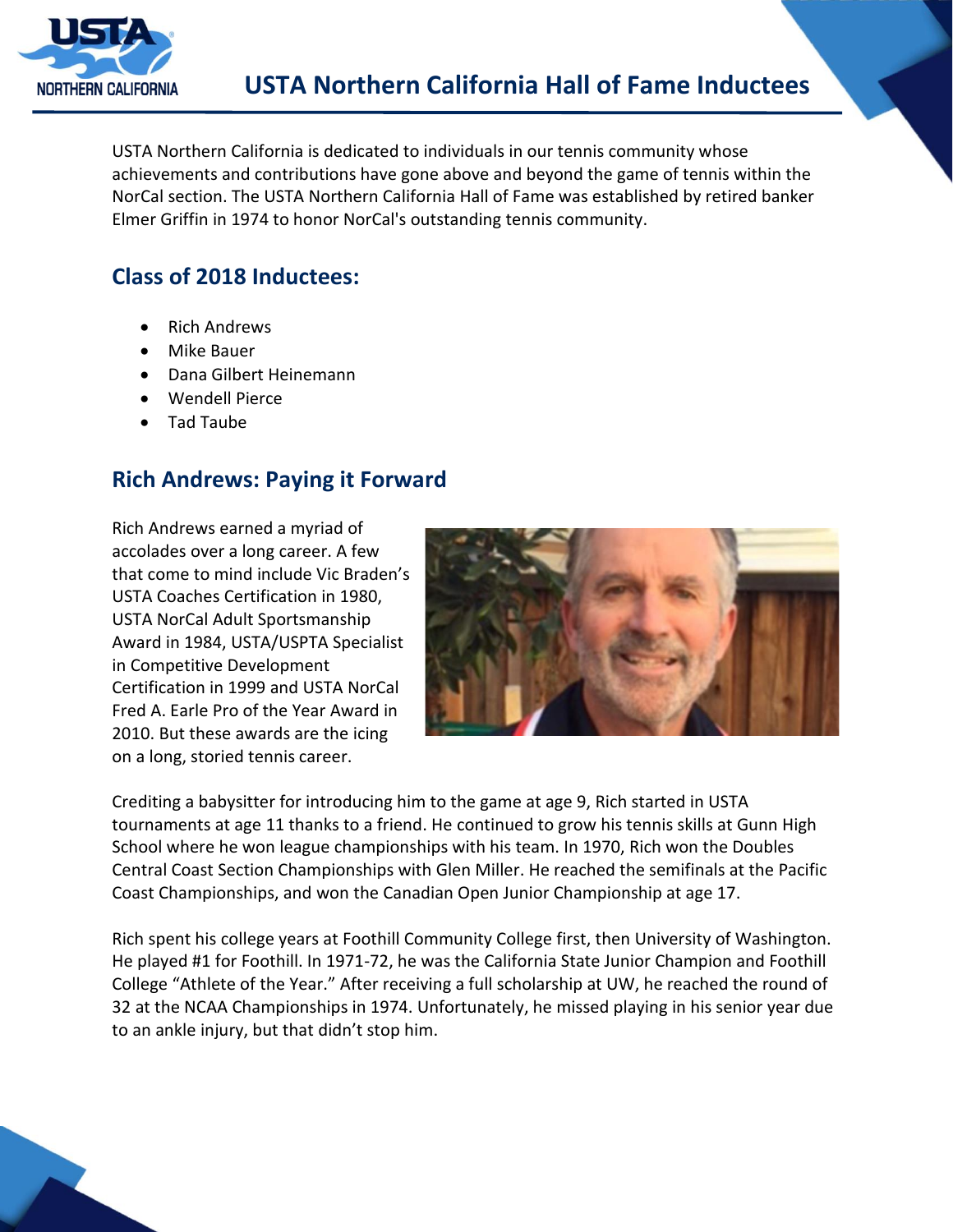# USTA Northern California Hall of Fame Inductees

USTA Northern California is dedicated to individuals in our tennis community whose achievements and contributions have gone above and beyond the game of tennis within the NorCal section. The USTA Northern California Hall of Fame was established by retired banker Elmer Griffin in 1974 to honor NorCal's outstanding tennis community.

## Class of 2018 Inductees:

- Rich Andrews
- Mike Bauer
- Dana Gilbert Heinemann
- Wendell Pierce
- Tad Taube

## Rich Andrews: Paying it Forward

Rich Andrews earned a myriad of accolades over a long career. A few that come to mind include Vic Braden's USTA Coaches Certification in 1980, USTA NorCal Adult Sportsmanship Award in 1984, USTA/USPTA Specialist in Competitive Development Certification in 1999 and USTA NorCal Fred A. Earle Pro of the Year Award in 2010. But these awards are the icing on a long, storied tennis career.

Crediting a babysitter for introducing him to the game at age 9, Rich started in USTA tournaments at age 11 thanks to a friend. He continued to grow his tennis skills at Gunn High School where he won league championships with his team. In 1970, Rich won the Doubles Central Coast Section Championships with Glen Miller. He reached the semifinals at the Pacific Coast Championships, and won the Canadian Open Junior Championship at age 17.

Rich spent his college years at Foothill Community College first, then University of Washington. He played #1 for Foothill. In 1971-72, he was the California State Junior Champion and Foothill College "Athlete of the Year." After receiving a full scholarship at UW, he reached the round of 32 at the NCAA Championships in 1974. Unfortunately, he missed playing in his senior year due to an ankle injury, but that didn't stop him.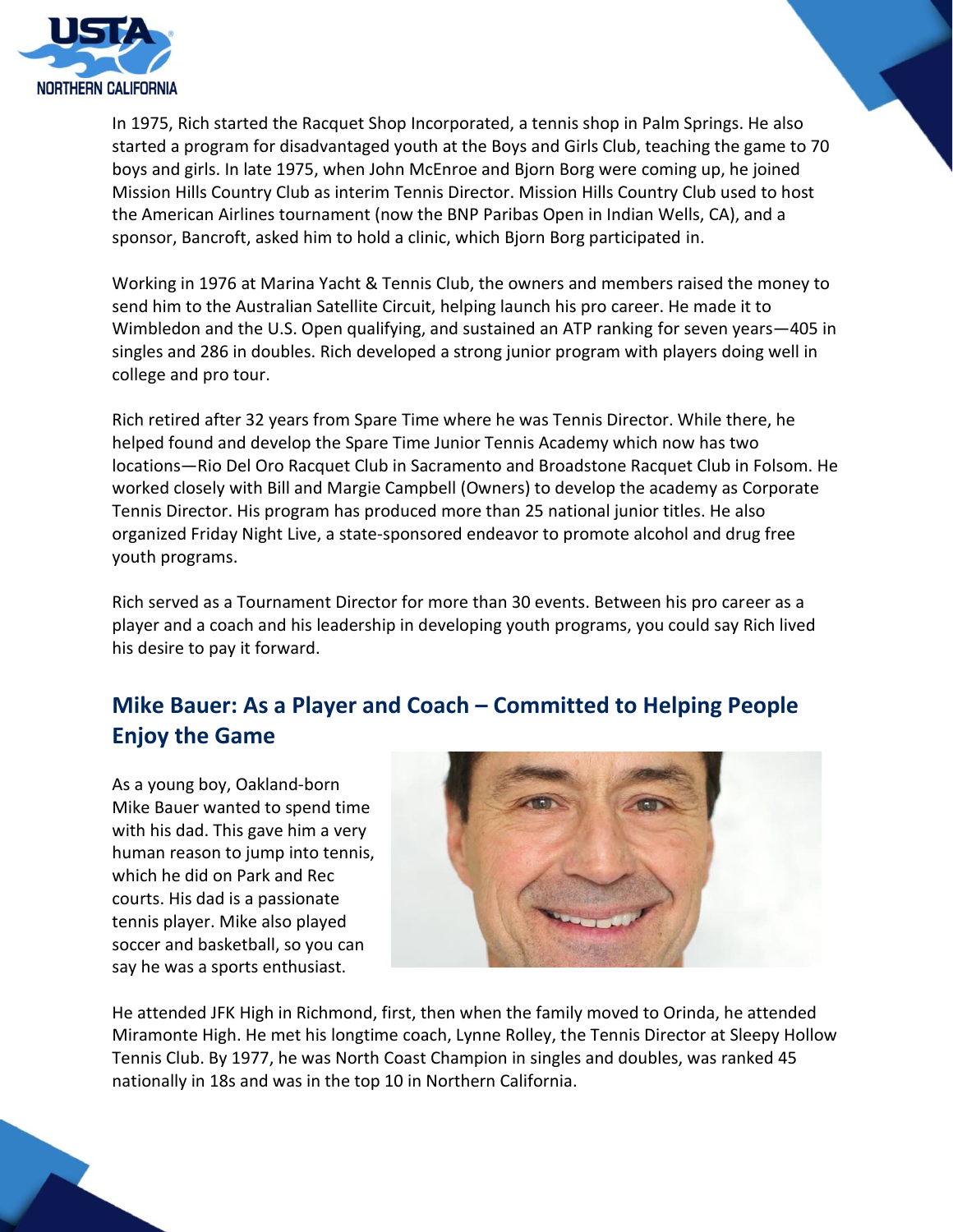In 1975, Rich started the Racquet Shop Incorporated, a tennis shop in Palm Springs. He also started a program for disadvantaged youth at the Boys and Girls Club, teaching the game to 70 boys and girls. In late 1975, when John McEnroe and Bjorn Borg were coming up, he joined Mission Hills Country Club as interim Tennis Director. Mission Hills Country Club used to host the American Airlines tournament (now the BNP Paribas Open in Indian Wells, CA), and a sponsor, Bancroft, asked him to hold a clinic, which Bjorn Borg participated in.

Working in 1976 at Marina Yacht & Tennis Club, the owners and members raised the money to send him to the Australian Satellite Circuit, helping launch his pro career. He made it to Wimbledon and the U.S. Open qualifying, and sustained an ATP ranking for seven years—405 in singles and 286 in doubles. Rich developed a strong junior program with players doing well in college and pro tour.

Rich retired after 32 years from Spare Time where he was Tennis Director. While there, he helped found and develop the Spare Time Junior Tennis Academy which now has two locations—Rio Del Oro Racquet Club in Sacramento and Broadstone Racquet Club in Folsom. He worked closely with Bill and Margie Campbell (Owners) to develop the academy as Corporate Tennis Director. His program has produced more than 25 national junior titles. He also organized Friday Night Live, a state-sponsored endeavor to promote alcohol and drug free youth programs.

Rich served as a Tournament Director for more than 30 events. Between his pro career as a player and a coach and his leadership in developing youth programs, you could say Rich lived his desire to pay it forward.

## Mike Bauer: As a Player and Coach – Committed to Helping People Enjoy the Game

As a young boy, Oakland-born Mike Bauer wanted to spend time with his dad. This gave him a very human reason to jump into tennis, which he did on Park and Rec courts. His dad is a passionate tennis player. Mike also played soccer and basketball, so you can say he was a sports enthusiast.

He attended JFK High in Richmond, first, then when the family moved to Orinda, he attended Miramonte High. He met his longtime coach, Lynne Rolley, the Tennis Director at Sleepy Hollow Tennis Club. By 1977, he was North Coast Champion in singles and doubles, was ranked 45 nationally in 18s and was in the top 10 in Northern California.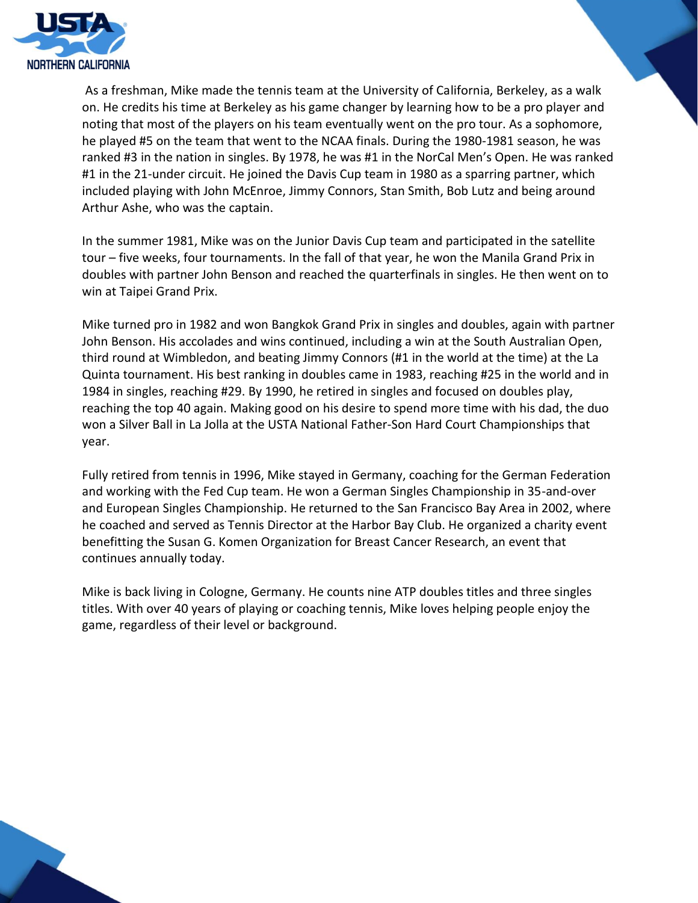As a freshman, Mike made the tennis team at the University of California, Berkeley, as a walk on. He credits his time at Berkeley as his game changer by learning how to be a pro player and noting that most of the players on his team eventually went on the pro tour. As a sophomore, he played #5 on the team that went to the NCAA finals. During the 1980-1981 season, he was ranked #3 in the nation in singles. By 1978, he was #1 in the NorCal Men's Open. He was ranked #1 in the 21-under circuit. He joined the Davis Cup team in 1980 as a sparring partner, which included playing with John McEnroe, Jimmy Connors, Stan Smith, Bob Lutz and being around Arthur Ashe, who was the captain.

In the summer 1981, Mike was on the Junior Davis Cup team and participated in the satellite tour – five weeks, four tournaments. In the fall of that year, he won the Manila Grand Prix in doubles with partner John Benson and reached the quarterfinals in singles. He then went on to win at Taipei Grand Prix.

Mike turned pro in 1982 and won Bangkok Grand Prix in singles and doubles, again with partner John Benson. His accolades and wins continued, including a win at the South Australian Open, third round at Wimbledon, and beating Jimmy Connors (#1 in the world at the time) at the La Quinta tournament. His best ranking in doubles came in 1983, reaching #25 in the world and in 1984 in singles, reaching #29. By 1990, he retired in singles and focused on doubles play, reaching the top 40 again. Making good on his desire to spend more time with his dad, the duo won a Silver Ball in La Jolla at the USTA National Father-Son Hard Court Championships that year.

Fully retired from tennis in 1996, Mike stayed in Germany, coaching for the German Federation and working with the Fed Cup team. He won a German Singles Championship in 35-and-over and European Singles Championship. He returned to the San Francisco Bay Area in 2002, where he coached and served as Tennis Director at the Harbor Bay Club. He organized a charity event benefitting the Susan G. Komen Organization for Breast Cancer Research, an event that continues annually today.

Mike is back living in Cologne, Germany. He counts nine ATP doubles titles and three singles titles. With over 40 years of playing or coaching tennis, Mike loves helping people enjoy the game, regardless of their level or background.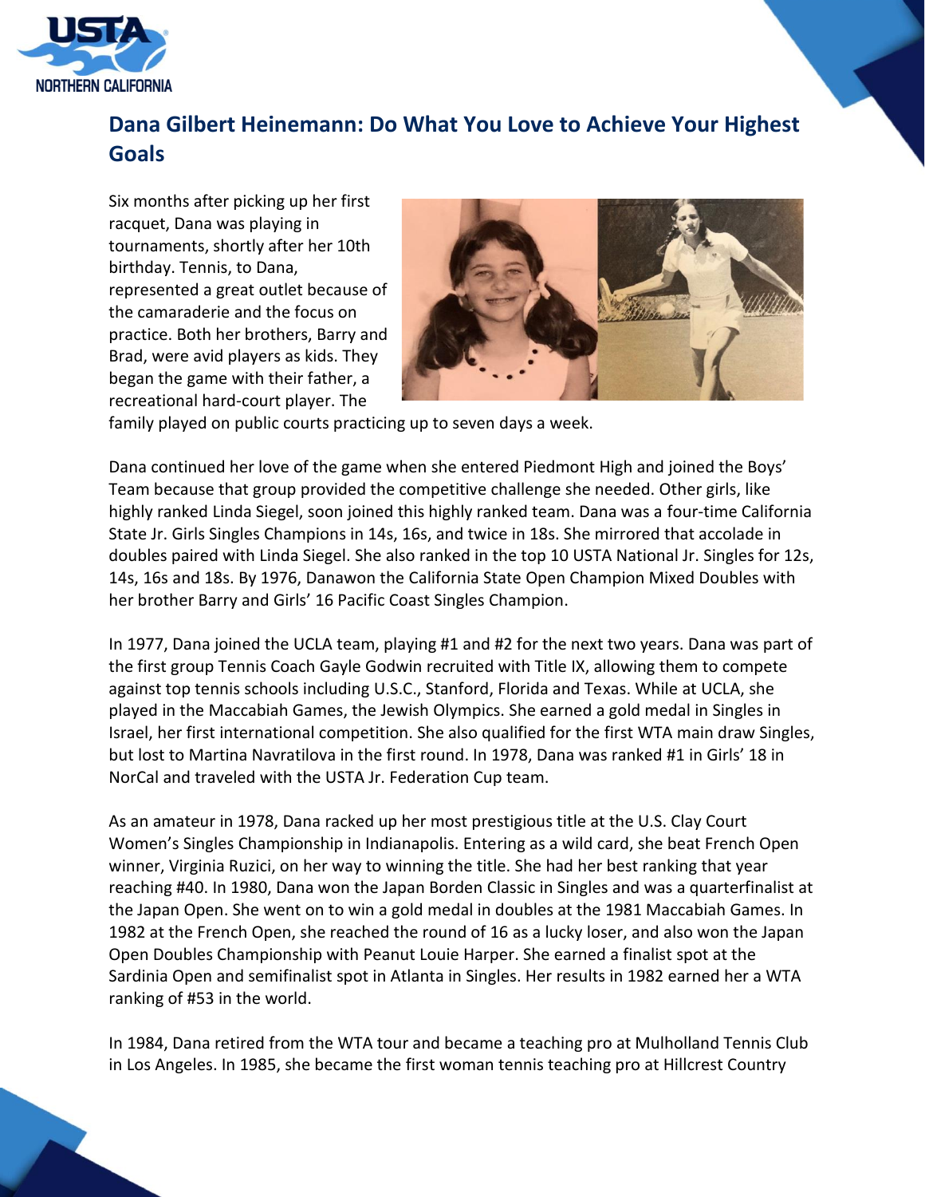## Dana Gilbert Heinemann: Do What You Love to Achieve Your Highest Goals

Six months after picking up her first racquet, Dana was playing in tournaments, shortly after her 10th birthday. Tennis, to Dana, represented a great outlet because of the camaraderie and the focus on practice. Both her brothers, Barry and Brad, were avid players as kids. They began the game with their father, a recreational hard-court player. The family played on public courts practicing up to seven days a week.

Dana continued her love of the game when she entered Piedmont High and joined the Boys' Team because that group provided the competitive challenge she needed. Other girls, like highly ranked Linda Siegel, soon joined this highly ranked team. Dana was a four-time California State Jr. Girls Singles Champions in 14s, 16s, and twice in 18s. She mirrored that accolade in doubles paired with Linda Siegel. She also ranked in the top 10 USTA National Jr. Singles for 12s, 14s, 16s and 18s. By 1976, Danawon the California State Open Champion Mixed Doubles with her brother Barry and Girls' 16 Pacific Coast Singles Champion.

In 1977, Dana joined the UCLA team, playing #1 and #2 for the next two years. Dana was part of the first group Tennis Coach Gayle Godwin recruited with Title IX, allowing them to compete against top tennis schools including U.S.C., Stanford, Florida and Texas. While at UCLA, she played in the Maccabiah Games, the Jewish Olympics. She earned a gold medal in Singles in Israel, her first international competition. She also qualified for the first WTA main draw Singles, but lost to Martina Navratilova in the first round. In 1978, Dana was ranked #1 in Girls' 18 in NorCal and traveled with the USTA Jr. Federation Cup team.

As an amateur in 1978, Dana racked up her most prestigious title at the U.S. Clay Court Women's Singles Championship in Indianapolis. Entering as a wild card, she beat French Open winner, Virginia Ruzici, on her way to winning the title. She had her best ranking that year reaching #40. In 1980, Dana won the Japan Borden Classic in Singles and was a quarterfinalist at the Japan Open. She went on to win a gold medal in doubles at the 1981 Maccabiah Games. In 1982 at the French Open, she reached the round of 16 as a lucky loser, and also won the Japan Open Doubles Championship with Peanut Louie Harper. She earned a finalist spot at the Sardinia Open and semifinalist spot in Atlanta in Singles. Her results in 1982 earned her a WTA ranking of #53 in the world.

In 1984, Dana retired from the WTA tour and became a teaching pro at Mulholland Tennis Club in Los Angeles. In 1985, she became the first woman tennis teaching pro at Hillcrest Country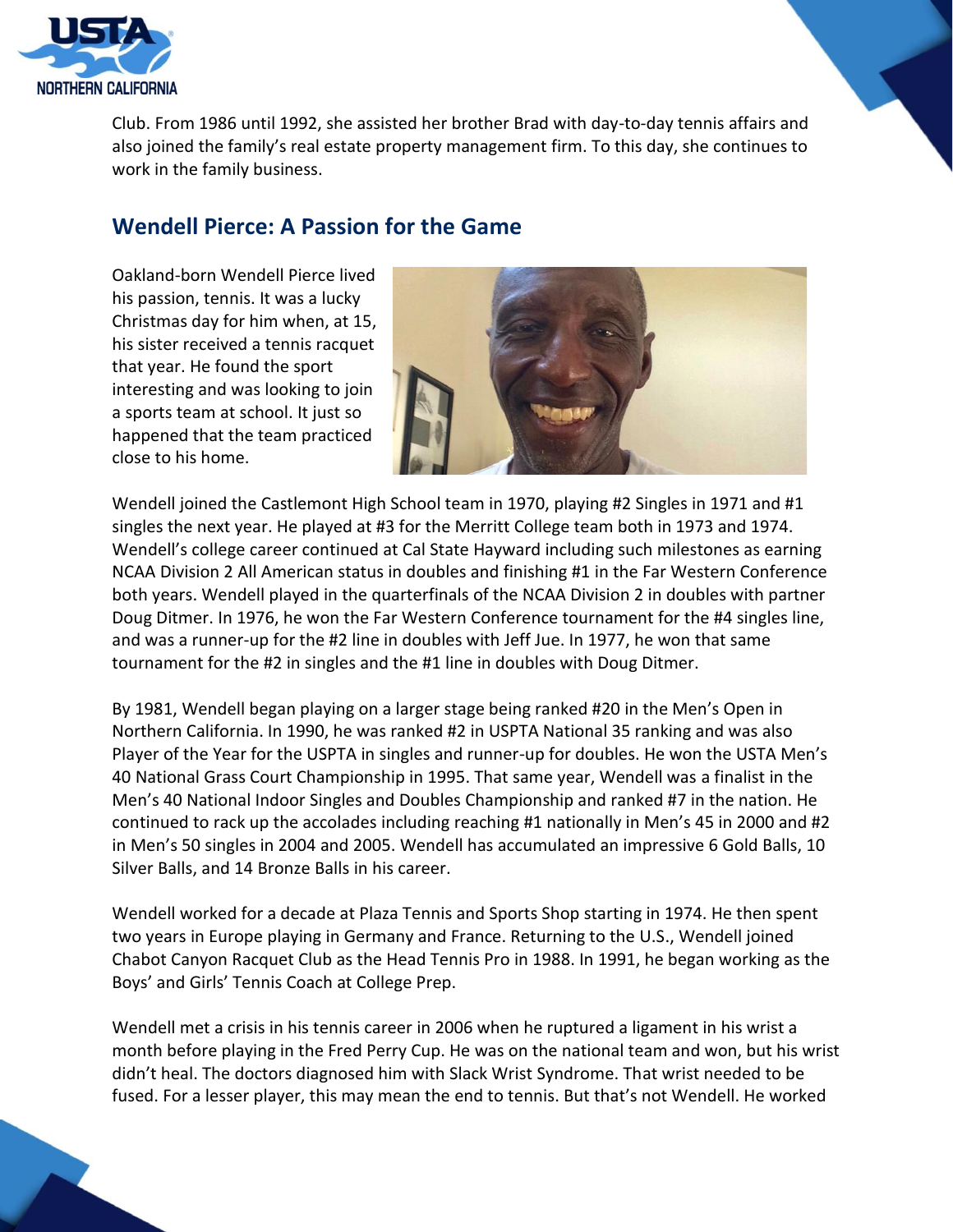Club. From 1986 until 1992, she assisted her brother Brad with day-to-day tennis affairs and also joined the family's real estate property management firm. To this day, she continues to work in the family business.

## Wendell Pierce: A Passion for the Game

Oakland-born Wendell Pierce lived his passion, tennis. It was a lucky Christmas day for him when, at 15, his sister received a tennis racquet that year. He found the sport interesting and was looking to join a sports team at school. It just so happened that the team practiced close to his home.

Wendell joined the Castlemont High School team in 1970, playing #2 Singles in 1971 and #1 singles the next year. He played at #3 for the Merritt College team both in 1973 and 1974. Wendell's college career continued at Cal State Hayward including such milestones as earning NCAA Division 2 All American status in doubles and finishing #1 in the Far Western Conference both years. Wendell played in the quarterfinals of the NCAA Division 2 in doubles with partner Doug Ditmer. In 1976, he won the Far Western Conference tournament for the #4 singles line, and was a runner-up for the #2 line in doubles with Jeff Jue. In 1977, he won that same tournament for the #2 in singles and the #1 line in doubles with Doug Ditmer.

By 1981, Wendell began playing on a larger stage being ranked #20 in the Men's Open in Northern California. In 1990, he was ranked #2 in USPTA National 35 ranking and was also Player of the Year for the USPTA in singles and runner-up for doubles. He won the USTA Men's 40 National Grass Court Championship in 1995. That same year, Wendell was a finalist in the Men's 40 National Indoor Singles and Doubles Championship and ranked #7 in the nation. He continued to rack up the accolades including reaching #1 nationally in Men's 45 in 2000 and #2 in Men's 50 singles in 2004 and 2005. Wendell has accumulated an impressive 6 Gold Balls, 10 Silver Balls, and 14 Bronze Balls in his career.

Wendell worked for a decade at Plaza Tennis and Sports Shop starting in 1974. He then spent two years in Europe playing in Germany and France. Returning to the U.S., Wendell joined Chabot Canyon Racquet Club as the Head Tennis Pro in 1988. In 1991, he began working as the Boys' and Girls' Tennis Coach at College Prep.

Wendell met a crisis in his tennis career in 2006 when he ruptured a ligament in his wrist a month before playing in the Fred Perry Cup. He was on the national team and won, but his wrist didn't heal. The doctors diagnosed him with Slack Wrist Syndrome. That wrist needed to be fused. For a lesser player, this may mean the end to tennis. But that's not Wendell. He worked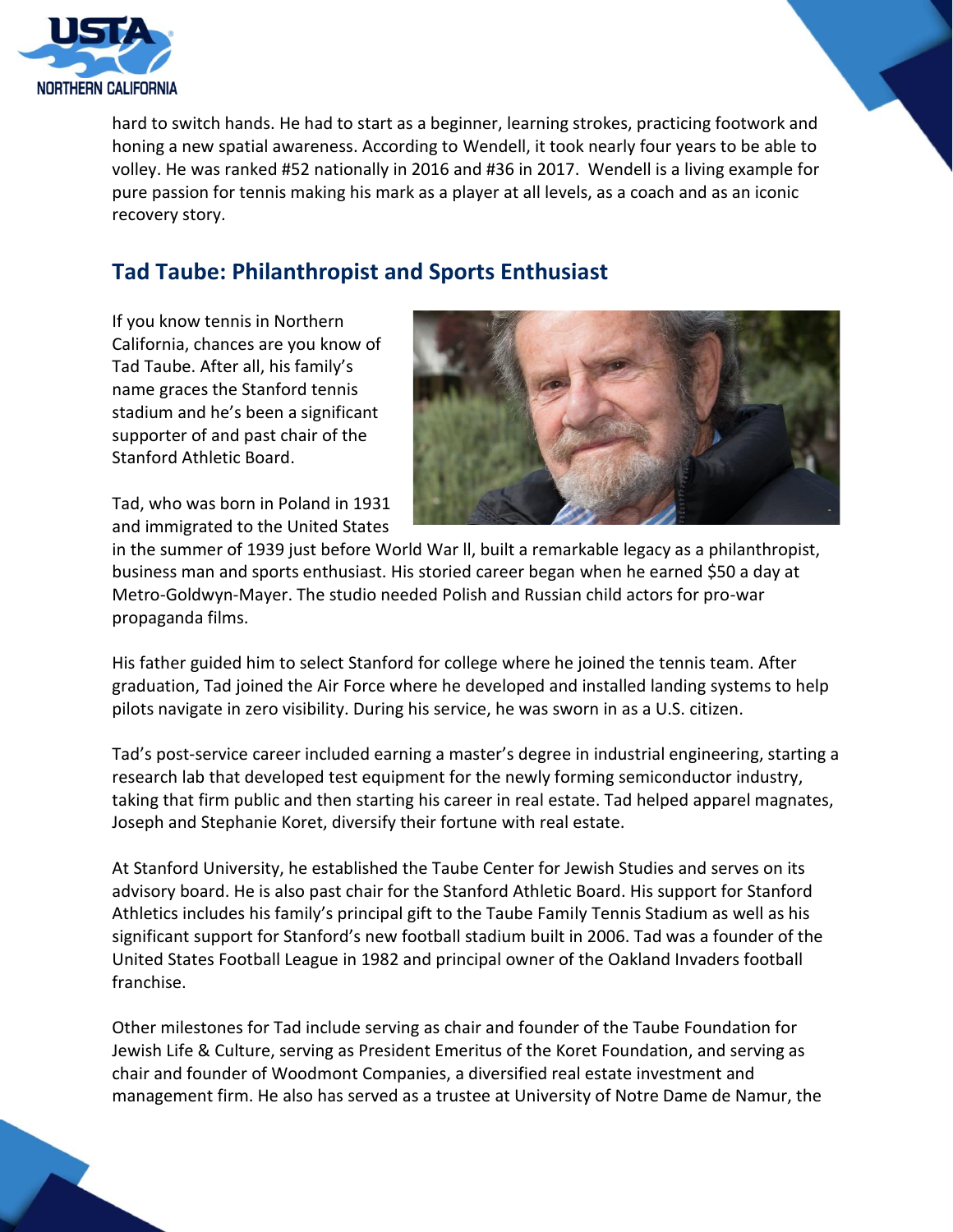hard to switch hands. He had to start as a beginner, learning strokes, practicing footwork and honing a new spatial awareness. According to Wendell, it took nearly four years to be able to volley. He was ranked #52 nationally in 2016 and #36 in 2017. Wendell is a living example for pure passion for tennis making his mark as a player at all levels, as a coach and as an iconic recovery story.

## Tad Taube: Philanthropist and Sports Enthusiast

If you know tennis in Northern California, chances are you know of Tad Taube. After all, his family's name graces the Stanford tennis stadium and he's been a significant supporter of and past chair of the Stanford Athletic Board.

Tad, who was born in Poland in 1931 and immigrated to the United States in the summer of 1939 just before World War ll, built a remarkable legacy as a philanthropist, business man and sports enthusiast. His storied career began when he earned $50 a day at Metro-Goldwyn-Mayer. The studio needed Polish and Russian child actors for pro-war propaganda films.

His father guided him to select Stanford for college where he joined the tennis team. After graduation, Tad joined the Air Force where he developed and installed landing systems to help pilots navigate in zero visibility. During his service, he was sworn in as a U.S. citizen.

Tad's post-service career included earning a master's degree in industrial engineering, starting a research lab that developed test equipment for the newly forming semiconductor industry, taking that firm public and then starting his career in real estate. Tad helped apparel magnates, Joseph and Stephanie Koret, diversify their fortune with real estate.

At Stanford University, he established the Taube Center for Jewish Studies and serves on its advisory board. He is also past chair for the Stanford Athletic Board. His support for Stanford Athletics includes his family's principal gift to the Taube Family Tennis Stadium as well as his significant support for Stanford's new football stadium built in 2006. Tad was a founder of the United States Football League in 1982 and principal owner of the Oakland Invaders football franchise.

Other milestones for Tad include serving as chair and founder of the Taube Foundation for Jewish Life & Culture, serving as President Emeritus of the Koret Foundation, and serving as chair and founder of Woodmont Companies, a diversified real estate investment and management firm. He also has served as a trustee at University of Notre Dame de Namur, the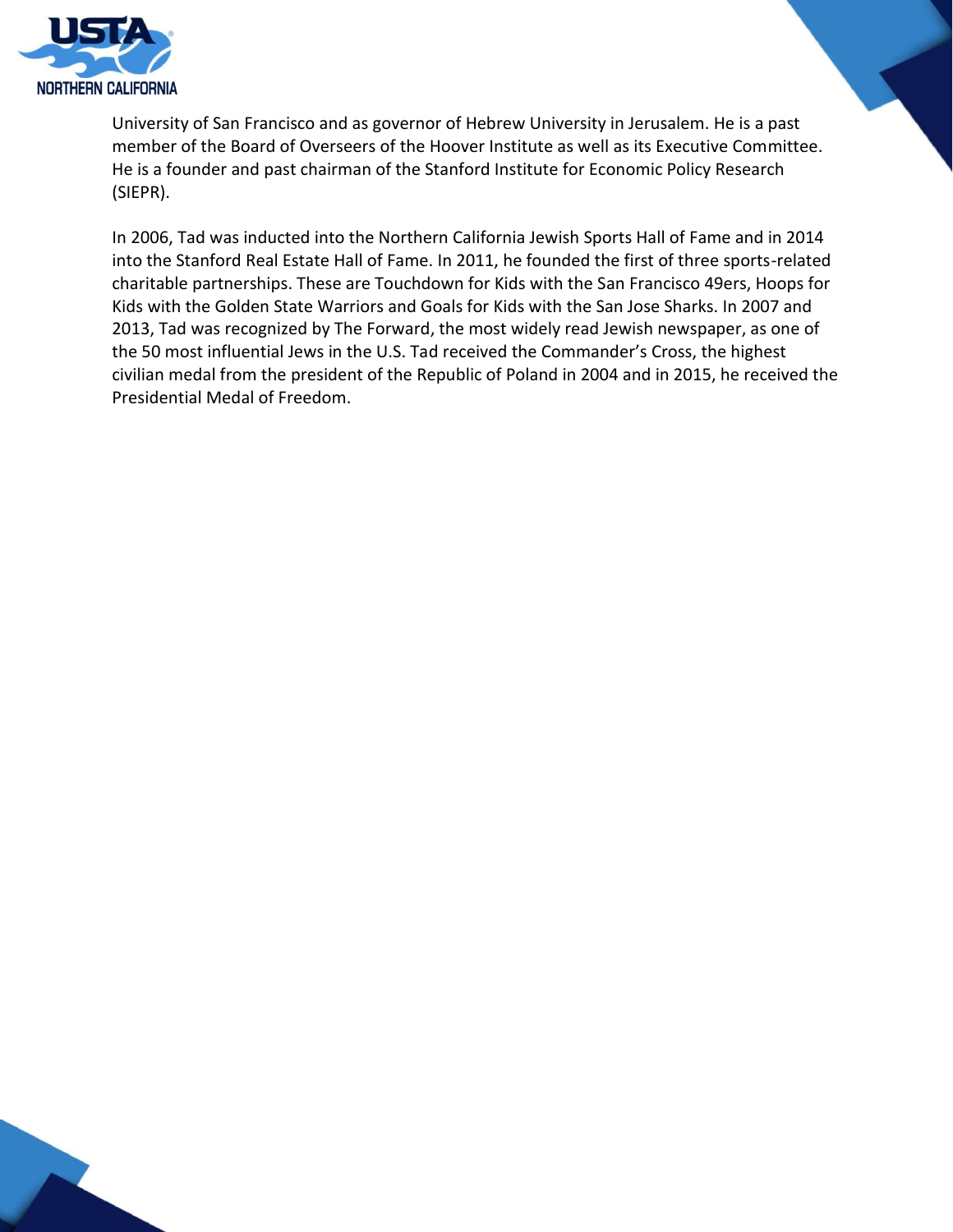University of San Francisco and as governor of Hebrew University in Jerusalem. He is a past member of the Board of Overseers of the Hoover Institute as well as its Executive Committee. He is a founder and past chairman of the Stanford Institute for Economic Policy Research (SIEPR).

In 2006, Tad was inducted into the Northern California Jewish Sports Hall of Fame and in 2014 into the Stanford Real Estate Hall of Fame. In 2011, he founded the first of three sports-related charitable partnerships. These are Touchdown for Kids with the San Francisco 49ers, Hoops for Kids with the Golden State Warriors and Goals for Kids with the San Jose Sharks. In 2007 and 2013, Tad was recognized by The Forward, the most widely read Jewish newspaper, as one of the 50 most influential Jews in the U.S. Tad received the Commander's Cross, the highest civilian medal from the president of the Republic of Poland in 2004 and in 2015, he received the Presidential Medal of Freedom.